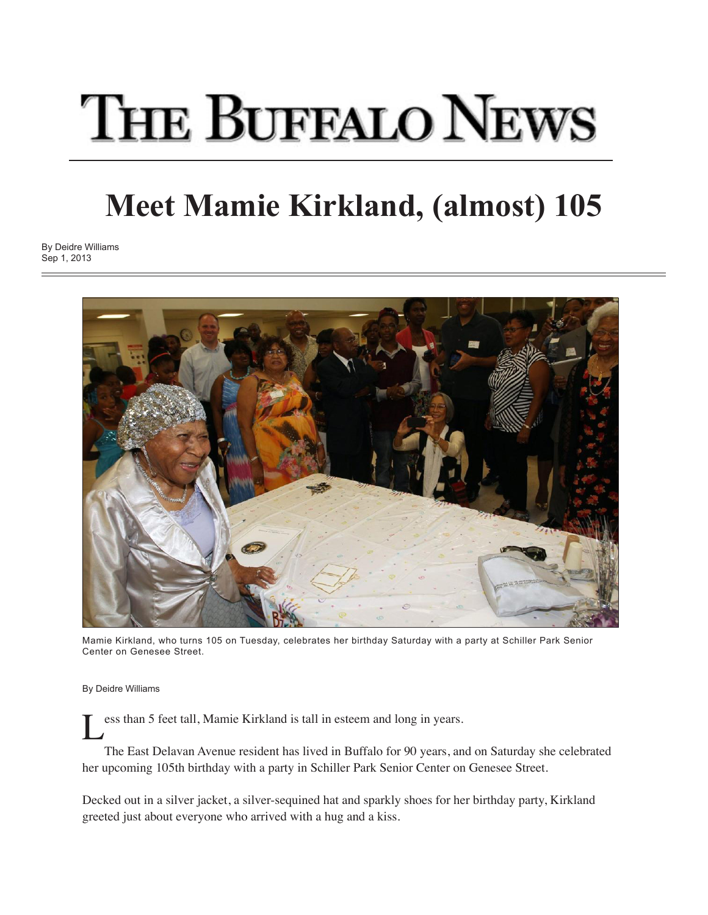# THE BUFFALO NEWS

## Meet Mamie Kirkland, (almost) 105

By Deidre Williams
Sep 1, 2013

Mamie Kirkland, who turns 105 on Tuesday, celebrates her birthday Saturday with a party at Schiller Park Senior Center on Genesee Street.

By Deidre Williams

Less than 5 feet tall, Mamie Kirkland is tall in esteem and long in years.

The East Delavan Avenue resident has lived in Buffalo for 90 years, and on Saturday she celebrated her upcoming 105th birthday with a party in Schiller Park Senior Center on Genesee Street.

Decked out in a silver jacket, a silver-sequined hat and sparkly shoes for her birthday party, Kirkland greeted just about everyone who arrived with a hug and a kiss.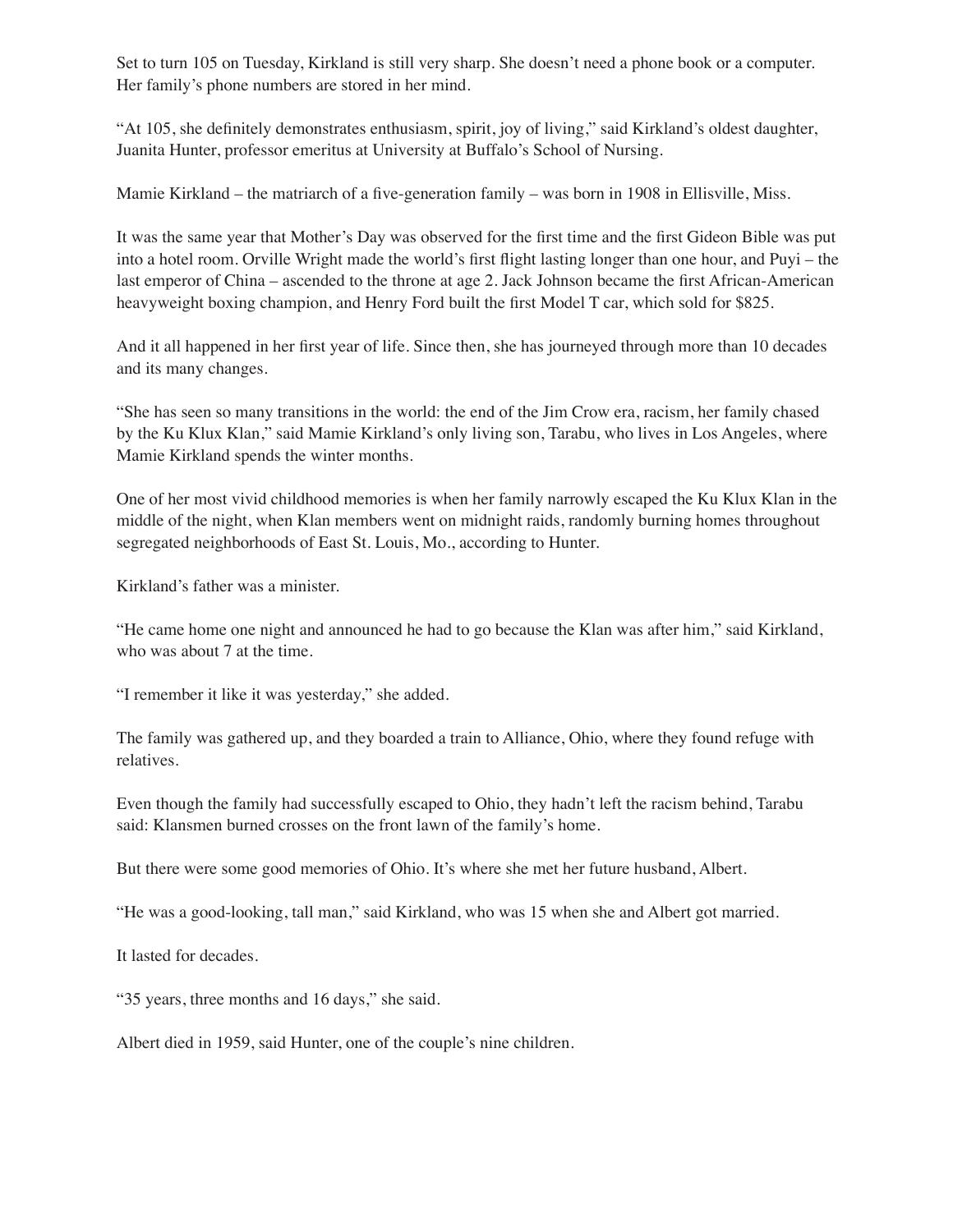Set to turn 105 on Tuesday, Kirkland is still very sharp. She doesn't need a phone book or a computer. Her family's phone numbers are stored in her mind.

"At 105, she definitely demonstrates enthusiasm, spirit, joy of living," said Kirkland's oldest daughter, Juanita Hunter, professor emeritus at University at Buffalo's School of Nursing.

Mamie Kirkland – the matriarch of a five-generation family – was born in 1908 in Ellisville, Miss.

It was the same year that Mother's Day was observed for the first time and the first Gideon Bible was put into a hotel room. Orville Wright made the world's first flight lasting longer than one hour, and Puyi – the last emperor of China – ascended to the throne at age 2. Jack Johnson became the first African-American heavyweight boxing champion, and Henry Ford built the first Model T car, which sold for $825.

And it all happened in her first year of life. Since then, she has journeyed through more than 10 decades and its many changes.

"She has seen so many transitions in the world: the end of the Jim Crow era, racism, her family chased by the Ku Klux Klan," said Mamie Kirkland's only living son, Tarabu, who lives in Los Angeles, where Mamie Kirkland spends the winter months.

One of her most vivid childhood memories is when her family narrowly escaped the Ku Klux Klan in the middle of the night, when Klan members went on midnight raids, randomly burning homes throughout segregated neighborhoods of East St. Louis, Mo., according to Hunter.

Kirkland's father was a minister.

"He came home one night and announced he had to go because the Klan was after him," said Kirkland, who was about 7 at the time.

"I remember it like it was yesterday," she added.

The family was gathered up, and they boarded a train to Alliance, Ohio, where they found refuge with relatives.

Even though the family had successfully escaped to Ohio, they hadn't left the racism behind, Tarabu said: Klansmen burned crosses on the front lawn of the family's home.

But there were some good memories of Ohio. It's where she met her future husband, Albert.

"He was a good-looking, tall man," said Kirkland, who was 15 when she and Albert got married.

It lasted for decades.

"35 years, three months and 16 days," she said.

Albert died in 1959, said Hunter, one of the couple's nine children.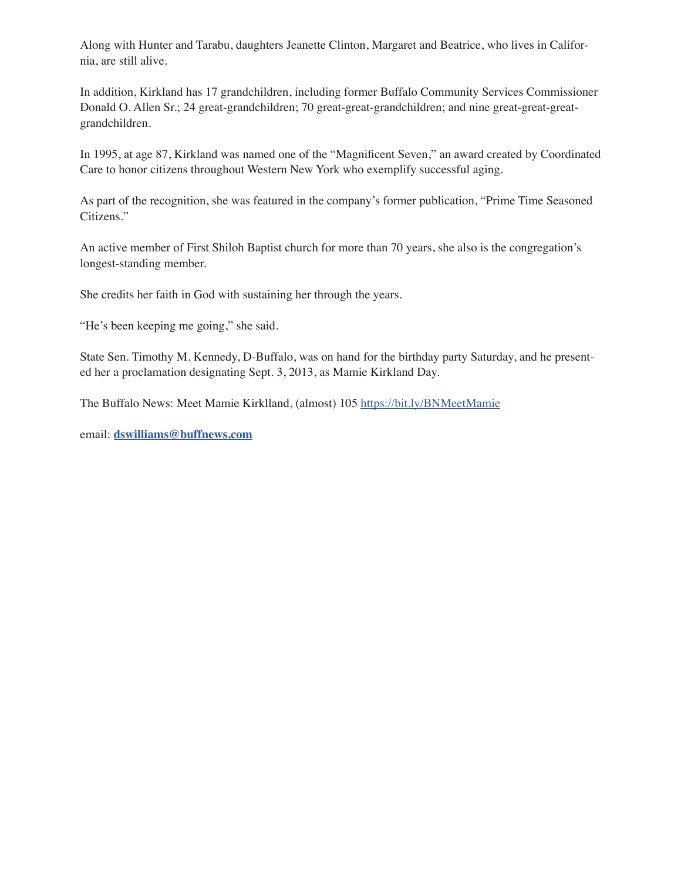Along with Hunter and Tarabu, daughters Jeanette Clinton, Margaret and Beatrice, who lives in California, are still alive.

In addition, Kirkland has 17 grandchildren, including former Buffalo Community Services Commissioner Donald O. Allen Sr.; 24 great-grandchildren; 70 great-great-grandchildren; and nine great-great-great-grandchildren.

In 1995, at age 87, Kirkland was named one of the "Magnificent Seven," an award created by Coordinated Care to honor citizens throughout Western New York who exemplify successful aging.

As part of the recognition, she was featured in the company's former publication, "Prime Time Seasoned Citizens."

An active member of First Shiloh Baptist church for more than 70 years, she also is the congregation's longest-standing member.

She credits her faith in God with sustaining her through the years.

"He's been keeping me going," she said.

State Sen. Timothy M. Kennedy, D-Buffalo, was on hand for the birthday party Saturday, and he presented her a proclamation designating Sept. 3, 2013, as Mamie Kirkland Day.

The Buffalo News: Meet Mamie Kirkland, (almost) 105 [https://bit.ly/BNMeetMamie](https://bit.ly/BNMeetMamie)

email: **[dswilliams@buffnews.com](mailto:dswilliams@buffnews.com)**